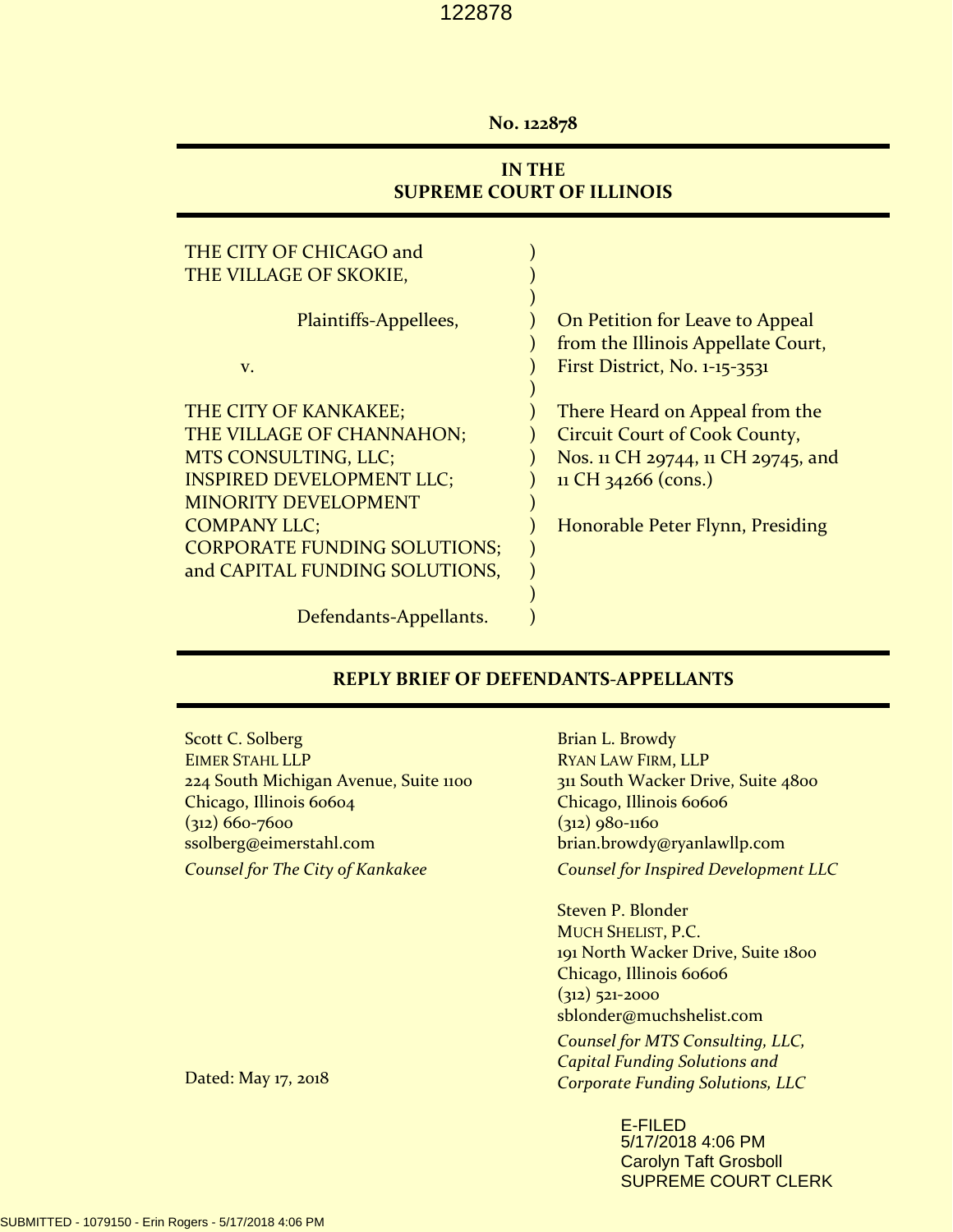**No. 122878**

**IN THE**
**SUPREME COURT OF ILLINOIS**

| | |
|---|---|
| THE CITY OF CHICAGO and THE VILLAGE OF SKOKIE, | |
| Plaintiffs-Appellees, | On Petition for Leave to Appeal from the Illinois Appellate Court, First District, No. 1-15-3531 |
| v. | |
| THE CITY OF KANKAKEE; THE VILLAGE OF CHANNAHON; MTS CONSULTING, LLC; INSPIRED DEVELOPMENT LLC; MINORITY DEVELOPMENT COMPANY LLC; CORPORATE FUNDING SOLUTIONS; and CAPITAL FUNDING SOLUTIONS, | There Heard on Appeal from the Circuit Court of Cook County, Nos. 11 CH 29744, 11 CH 29745, and 11 CH 34266 (cons.) |
| | Honorable Peter Flynn, Presiding |
| Defendants-Appellants. | |

**REPLY BRIEF OF DEFENDANTS-APPELLANTS**

Scott C. Solberg
EIMER STAHL LLP
224 South Michigan Avenue, Suite 1100
Chicago, Illinois 60604
(312) 660-7600
ssolberg@eimerstahl.com
*Counsel for The City of Kankakee*

Brian L. Browdy
RYAN LAW FIRM, LLP
311 South Wacker Drive, Suite 4800
Chicago, Illinois 60606
(312) 980-1160
brian.browdy@ryanlawllp.com
*Counsel for Inspired Development LLC*

Steven P. Blonder
MUCH SHELIST, P.C.
191 North Wacker Drive, Suite 1800
Chicago, Illinois 60606
(312) 521-2000
sblonder@muchshelist.com
*Counsel for MTS Consulting, LLC, Capital Funding Solutions and Corporate Funding Solutions, LLC*

Dated: May 17, 2018

E-FILED
5/17/2018 4:06 PM
Carolyn Taft Grosboll
SUPREME COURT CLERK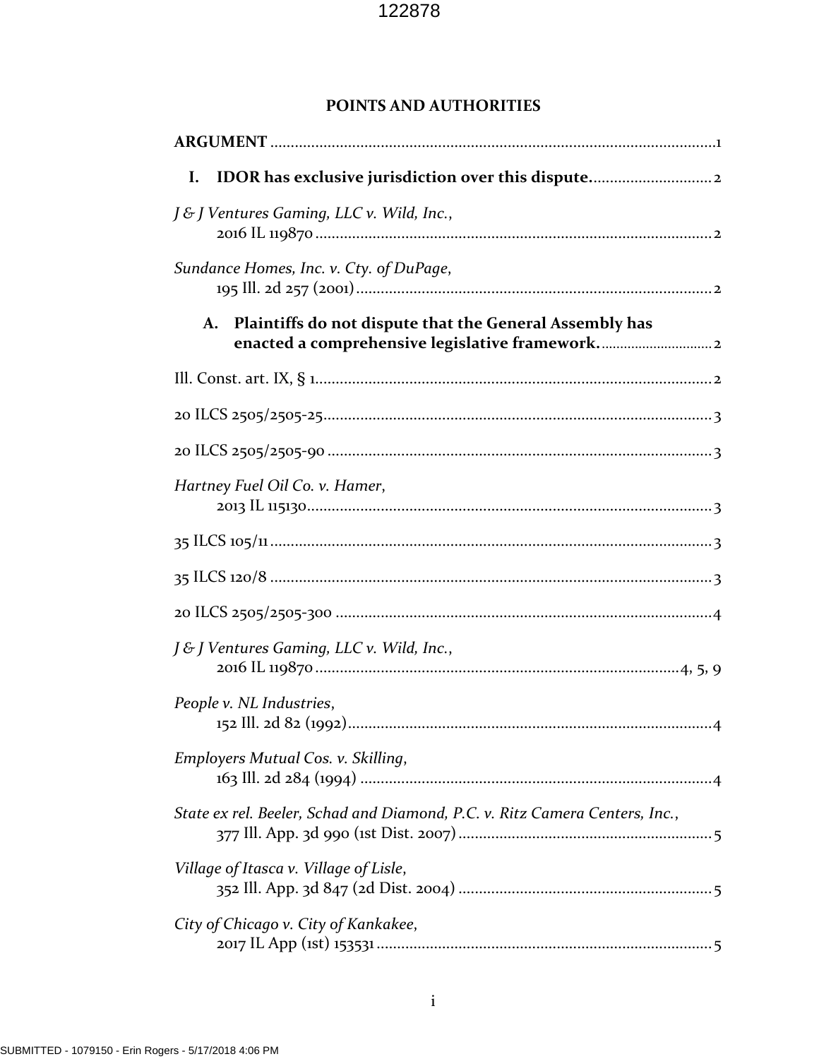# POINTS AND AUTHORITIES

**ARGUMENT** .......... 1

**I. IDOR has exclusive jurisdiction over this dispute.** .......... 2

*J & J Ventures Gaming, LLC v. Wild, Inc.*,
2016 IL 119870 .......... 2

*Sundance Homes, Inc. v. Cty. of DuPage*,
195 Ill. 2d 257 (2001) .......... 2

**A. Plaintiffs do not dispute that the General Assembly has enacted a comprehensive legislative framework.** .......... 2

Ill. Const. art. IX, § 1 .......... 2

20 ILCS 2505/2505-25 .......... 3

20 ILCS 2505/2505-90 .......... 3

*Hartney Fuel Oil Co. v. Hamer*,
2013 IL 115130 .......... 3

35 ILCS 105/11 .......... 3

35 ILCS 120/8 .......... 3

20 ILCS 2505/2505-300 .......... 4

*J & J Ventures Gaming, LLC v. Wild, Inc.*,
2016 IL 119870 .......... 4, 5, 9

*People v. NL Industries*,
152 Ill. 2d 82 (1992) .......... 4

*Employers Mutual Cos. v. Skilling*,
163 Ill. 2d 284 (1994) .......... 4

*State ex rel. Beeler, Schad and Diamond, P.C. v. Ritz Camera Centers, Inc.*,
377 Ill. App. 3d 990 (1st Dist. 2007) .......... 5

*Village of Itasca v. Village of Lisle*,
352 Ill. App. 3d 847 (2d Dist. 2004) .......... 5

*City of Chicago v. City of Kankakee*,
2017 IL App (1st) 153531 .......... 5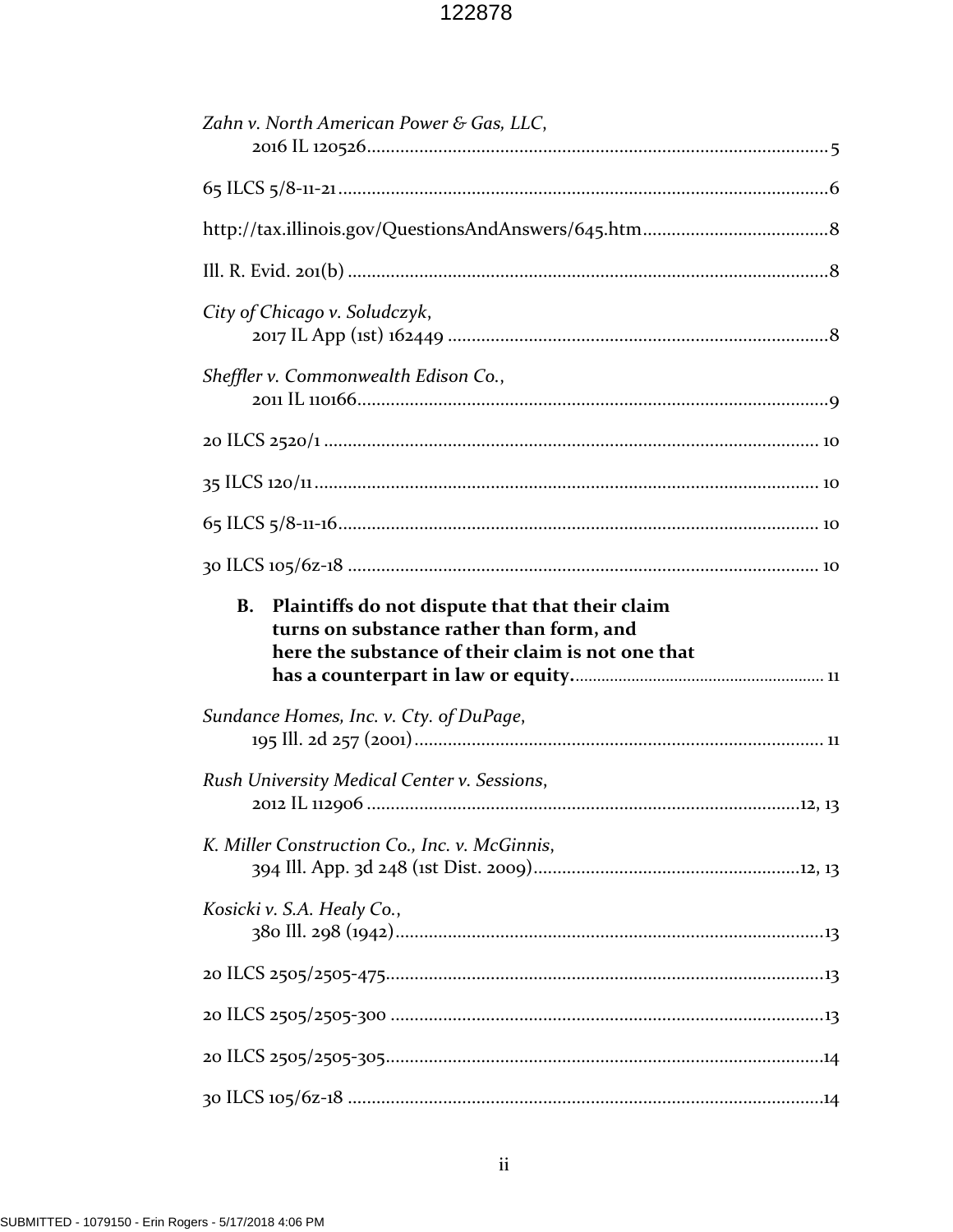*Zahn v. North American Power & Gas, LLC*,
2016 IL 120526 ................................................................................................ 5

65 ILCS 5/8-11-21 ...................................................................................................... 6

http://tax.illinois.gov/QuestionsAndAnswers/645.htm ....................................... 8

Ill. R. Evid. 201(b) .................................................................................................... 8

*City of Chicago v. Soludczyk*,
2017 IL App (1st) 162449 ............................................................................... 8

*Sheffler v. Commonwealth Edison Co.*,
2011 IL 110166 ................................................................................................. 9

20 ILCS 2520/1 ....................................................................................................... 10

35 ILCS 120/11 ........................................................................................................ 10

65 ILCS 5/8-11-16 .................................................................................................... 10

30 ILCS 105/6z-18 .................................................................................................. 10

**B. Plaintiffs do not dispute that that their claim turns on substance rather than form, and here the substance of their claim is not one that has a counterpart in law or equity.** ........................................................... 11

*Sundance Homes, Inc. v. Cty. of DuPage*,
195 Ill. 2d 257 (2001) ..................................................................................... 11

*Rush University Medical Center v. Sessions*,
2012 IL 112906 ........................................................................................... 12, 13

*K. Miller Construction Co., Inc. v. McGinnis*,
394 Ill. App. 3d 248 (1st Dist. 2009) ........................................................ 12, 13

*Kosicki v. S.A. Healy Co.*,
380 Ill. 298 (1942) .......................................................................................... 13

20 ILCS 2505/2505-475 ........................................................................................... 13

20 ILCS 2505/2505-300 ........................................................................................... 13

20 ILCS 2505/2505-305 ........................................................................................... 14

30 ILCS 105/6z-18 .................................................................................................... 14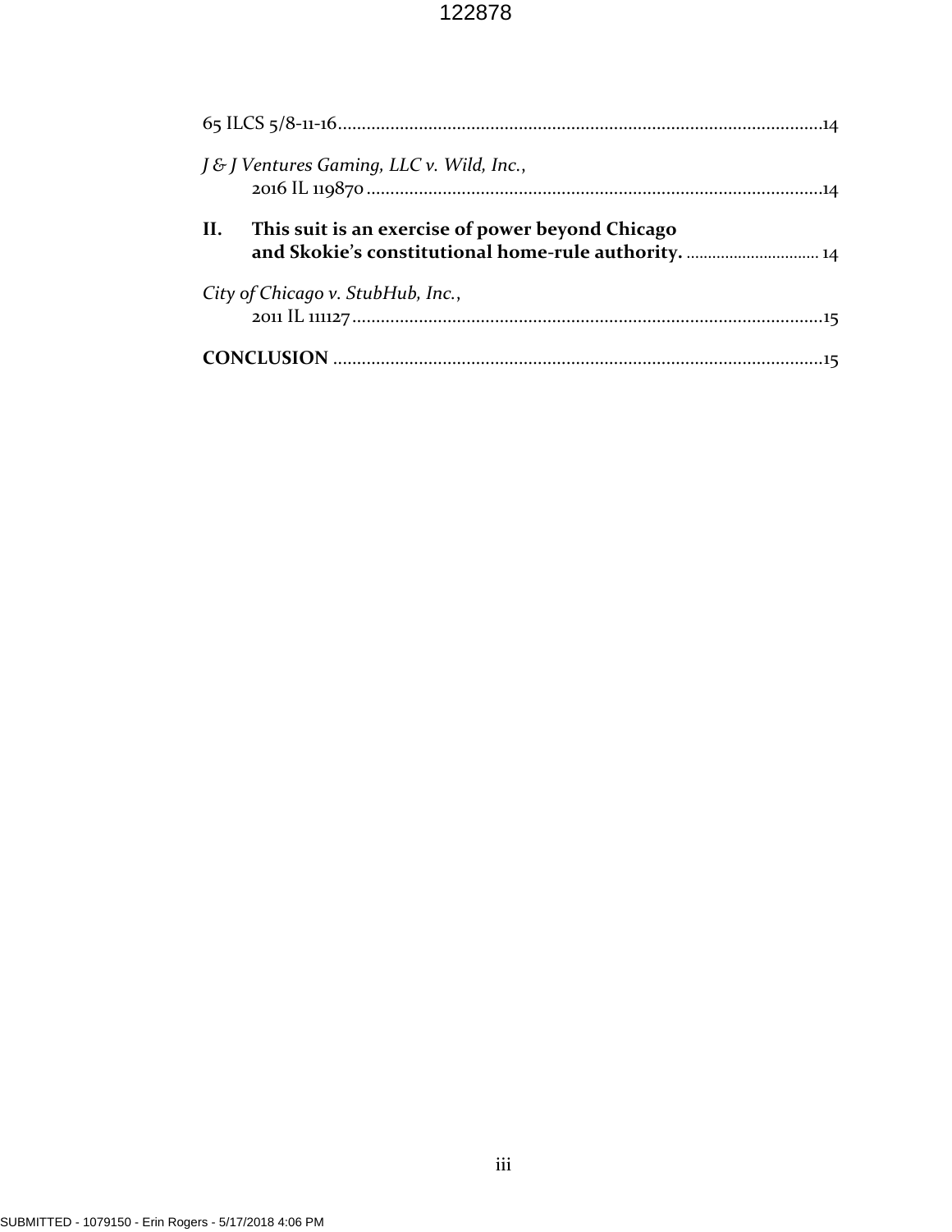65 ILCS 5/8-11-16 .......................................................................................................14

*J & J Ventures Gaming, LLC v. Wild, Inc.*,
    2016 IL 119870 ...............................................................................................14

**II. This suit is an exercise of power beyond Chicago and Skokie's constitutional home-rule authority.** .............................. 14

*City of Chicago v. StubHub, Inc.*,
    2011 IL 111127 .................................................................................................15

**CONCLUSION** .....................................................................................................15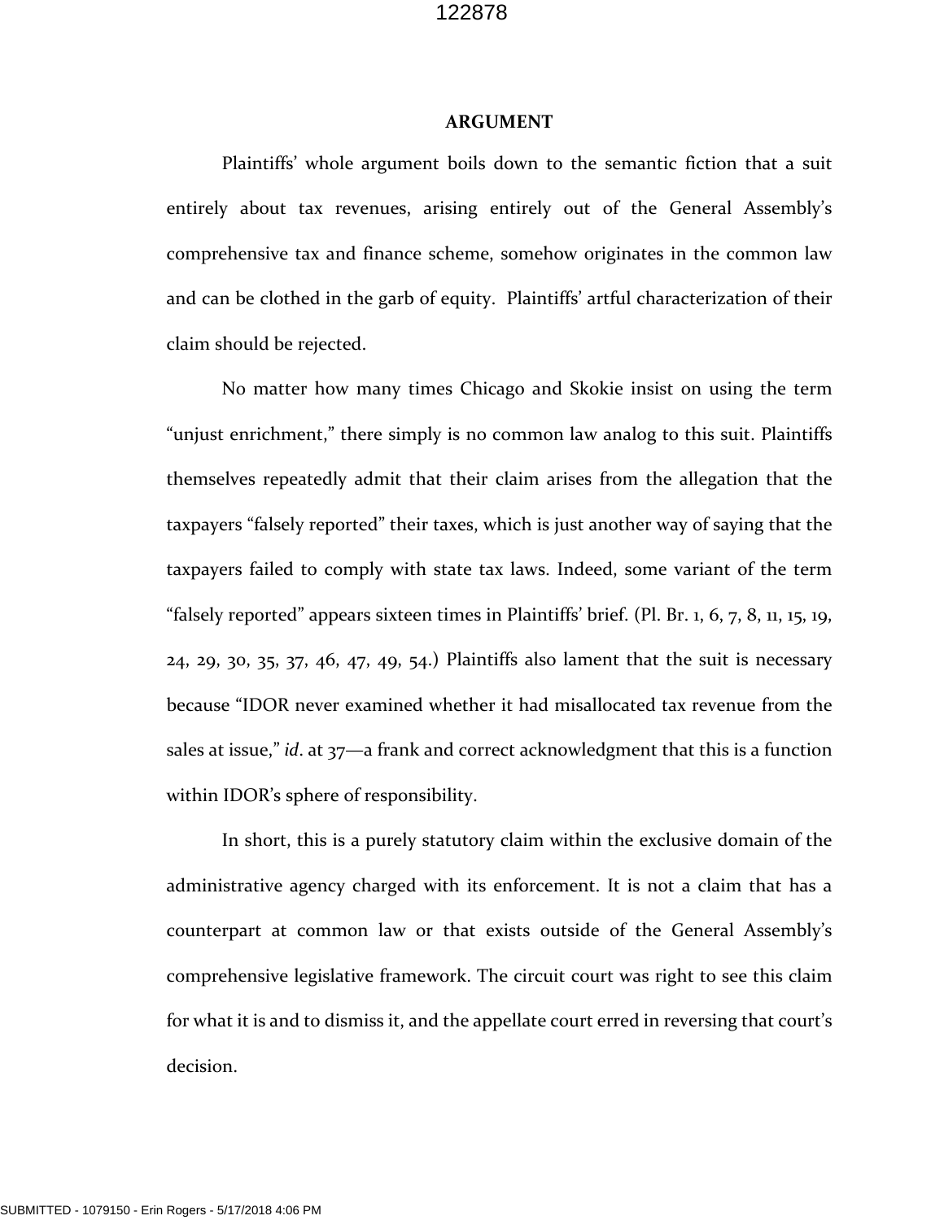## ARGUMENT

Plaintiffs' whole argument boils down to the semantic fiction that a suit entirely about tax revenues, arising entirely out of the General Assembly's comprehensive tax and finance scheme, somehow originates in the common law and can be clothed in the garb of equity. Plaintiffs' artful characterization of their claim should be rejected.

No matter how many times Chicago and Skokie insist on using the term "unjust enrichment," there simply is no common law analog to this suit. Plaintiffs themselves repeatedly admit that their claim arises from the allegation that the taxpayers "falsely reported" their taxes, which is just another way of saying that the taxpayers failed to comply with state tax laws. Indeed, some variant of the term "falsely reported" appears sixteen times in Plaintiffs' brief. (Pl. Br. 1, 6, 7, 8, 11, 15, 19, 24, 29, 30, 35, 37, 46, 47, 49, 54.) Plaintiffs also lament that the suit is necessary because "IDOR never examined whether it had misallocated tax revenue from the sales at issue," *id*. at 37—a frank and correct acknowledgment that this is a function within IDOR's sphere of responsibility.

In short, this is a purely statutory claim within the exclusive domain of the administrative agency charged with its enforcement. It is not a claim that has a counterpart at common law or that exists outside of the General Assembly's comprehensive legislative framework. The circuit court was right to see this claim for what it is and to dismiss it, and the appellate court erred in reversing that court's decision.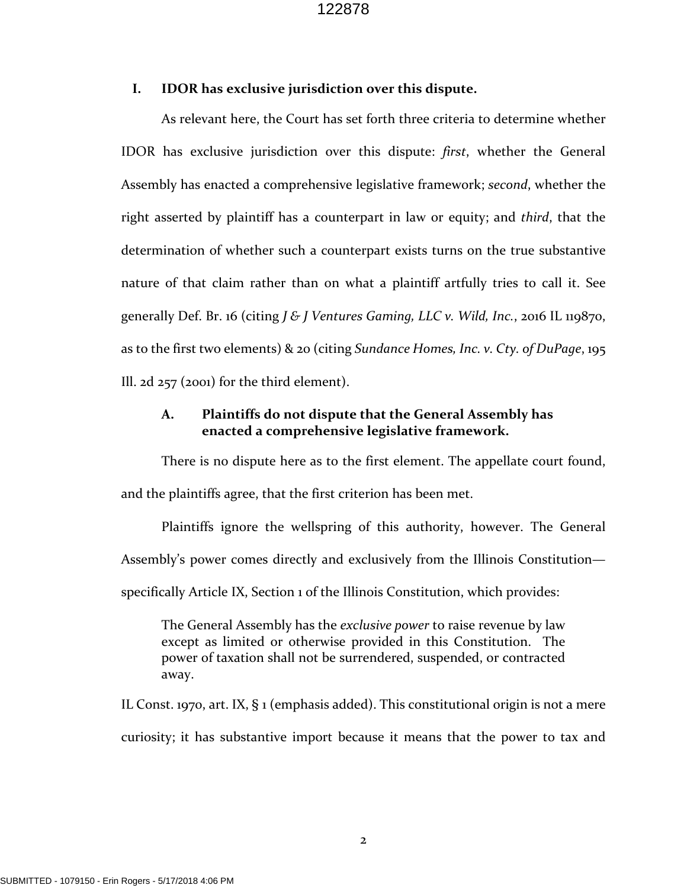## I. IDOR has exclusive jurisdiction over this dispute.

As relevant here, the Court has set forth three criteria to determine whether IDOR has exclusive jurisdiction over this dispute: *first*, whether the General Assembly has enacted a comprehensive legislative framework; *second*, whether the right asserted by plaintiff has a counterpart in law or equity; and *third*, that the determination of whether such a counterpart exists turns on the true substantive nature of that claim rather than on what a plaintiff artfully tries to call it. See generally Def. Br. 16 (citing *J & J Ventures Gaming, LLC v. Wild, Inc.*, 2016 IL 119870, as to the first two elements) & 20 (citing *Sundance Homes, Inc. v. Cty. of DuPage*, 195 Ill. 2d 257 (2001) for the third element).

### A. Plaintiffs do not dispute that the General Assembly has enacted a comprehensive legislative framework.

There is no dispute here as to the first element. The appellate court found, and the plaintiffs agree, that the first criterion has been met.

Plaintiffs ignore the wellspring of this authority, however. The General Assembly's power comes directly and exclusively from the Illinois Constitution—specifically Article IX, Section 1 of the Illinois Constitution, which provides:

> The General Assembly has the *exclusive power* to raise revenue by law except as limited or otherwise provided in this Constitution. The power of taxation shall not be surrendered, suspended, or contracted away.

IL Const. 1970, art. IX, § 1 (emphasis added). This constitutional origin is not a mere curiosity; it has substantive import because it means that the power to tax and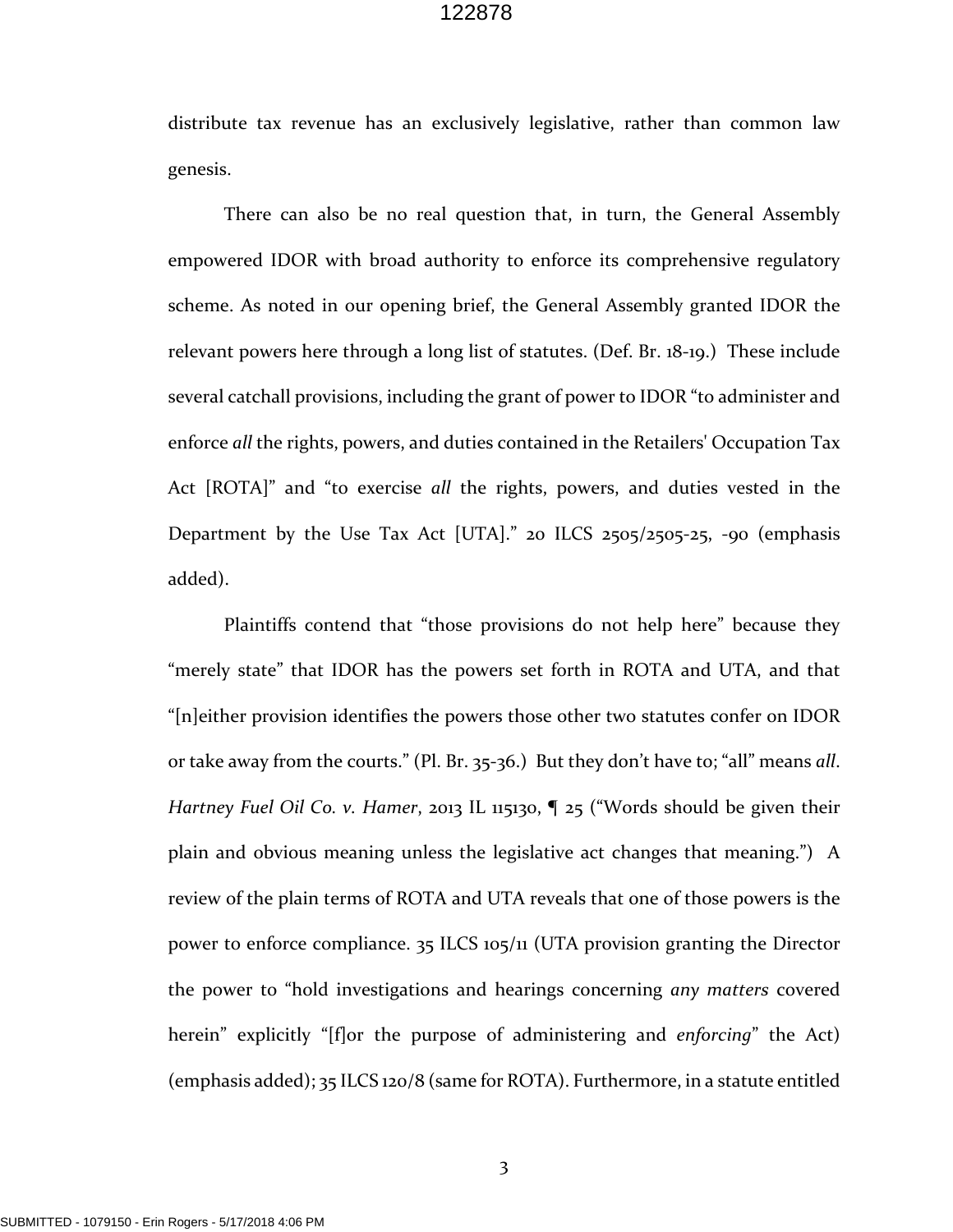distribute tax revenue has an exclusively legislative, rather than common law genesis.

There can also be no real question that, in turn, the General Assembly empowered IDOR with broad authority to enforce its comprehensive regulatory scheme. As noted in our opening brief, the General Assembly granted IDOR the relevant powers here through a long list of statutes. (Def. Br. 18-19.) These include several catchall provisions, including the grant of power to IDOR "to administer and enforce *all* the rights, powers, and duties contained in the Retailers' Occupation Tax Act [ROTA]" and "to exercise *all* the rights, powers, and duties vested in the Department by the Use Tax Act [UTA]." 20 ILCS 2505/2505-25, -90 (emphasis added).

Plaintiffs contend that "those provisions do not help here" because they "merely state" that IDOR has the powers set forth in ROTA and UTA, and that "[n]either provision identifies the powers those other two statutes confer on IDOR or take away from the courts." (Pl. Br. 35-36.) But they don't have to; "all" means *all*. *Hartney Fuel Oil Co. v. Hamer*, 2013 IL 115130, ¶ 25 ("Words should be given their plain and obvious meaning unless the legislative act changes that meaning.") A review of the plain terms of ROTA and UTA reveals that one of those powers is the power to enforce compliance. 35 ILCS 105/11 (UTA provision granting the Director the power to "hold investigations and hearings concerning *any matters* covered herein" explicitly "[f]or the purpose of administering and *enforcing*" the Act) (emphasis added); 35 ILCS 120/8 (same for ROTA). Furthermore, in a statute entitled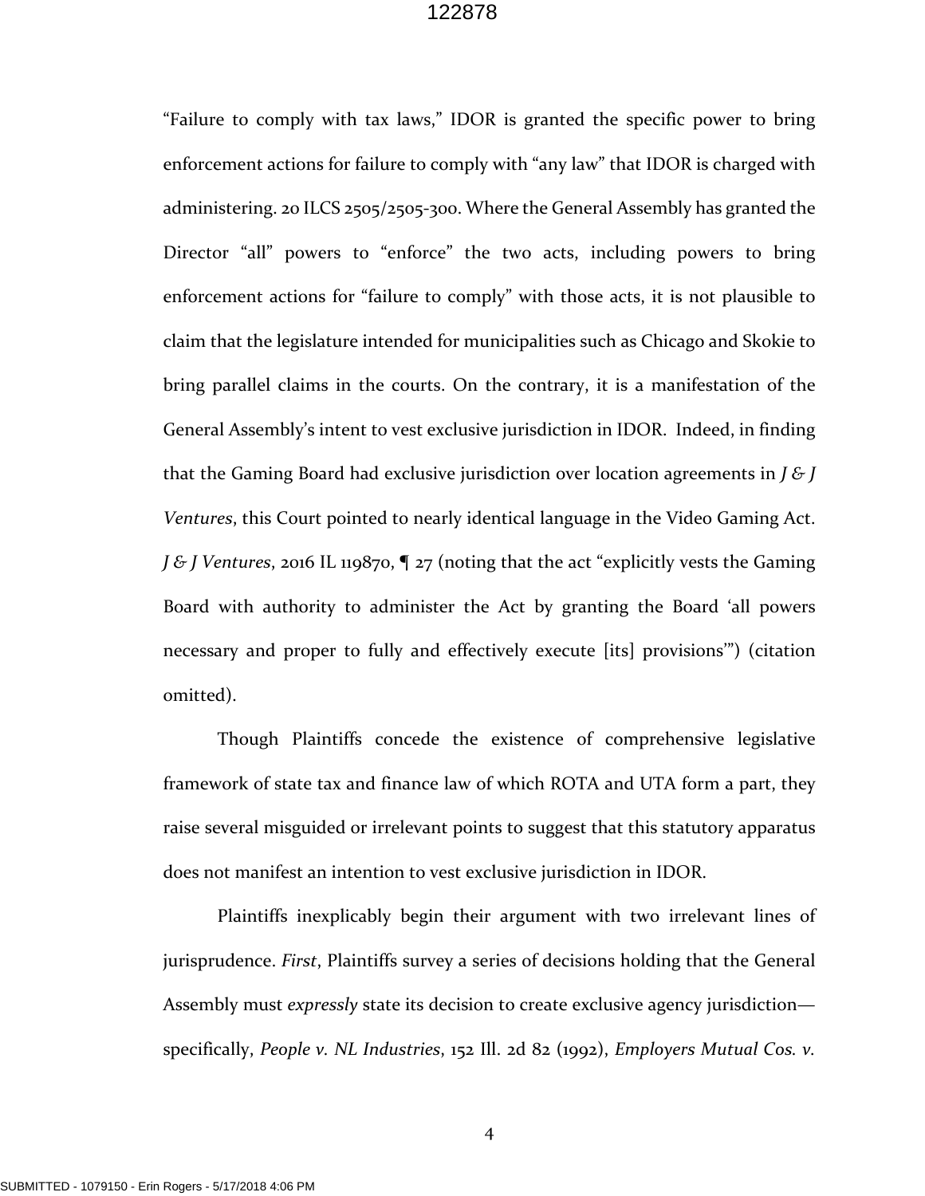"Failure to comply with tax laws," IDOR is granted the specific power to bring enforcement actions for failure to comply with "any law" that IDOR is charged with administering. 20 ILCS 2505/2505-300. Where the General Assembly has granted the Director "all" powers to "enforce" the two acts, including powers to bring enforcement actions for "failure to comply" with those acts, it is not plausible to claim that the legislature intended for municipalities such as Chicago and Skokie to bring parallel claims in the courts. On the contrary, it is a manifestation of the General Assembly's intent to vest exclusive jurisdiction in IDOR. Indeed, in finding that the Gaming Board had exclusive jurisdiction over location agreements in *J & J Ventures*, this Court pointed to nearly identical language in the Video Gaming Act. *J & J Ventures*, 2016 IL 119870, ¶ 27 (noting that the act "explicitly vests the Gaming Board with authority to administer the Act by granting the Board 'all powers necessary and proper to fully and effectively execute [its] provisions'") (citation omitted).

Though Plaintiffs concede the existence of comprehensive legislative framework of state tax and finance law of which ROTA and UTA form a part, they raise several misguided or irrelevant points to suggest that this statutory apparatus does not manifest an intention to vest exclusive jurisdiction in IDOR.

Plaintiffs inexplicably begin their argument with two irrelevant lines of jurisprudence. *First*, Plaintiffs survey a series of decisions holding that the General Assembly must *expressly* state its decision to create exclusive agency jurisdiction—specifically, *People v. NL Industries*, 152 Ill. 2d 82 (1992), *Employers Mutual Cos. v.*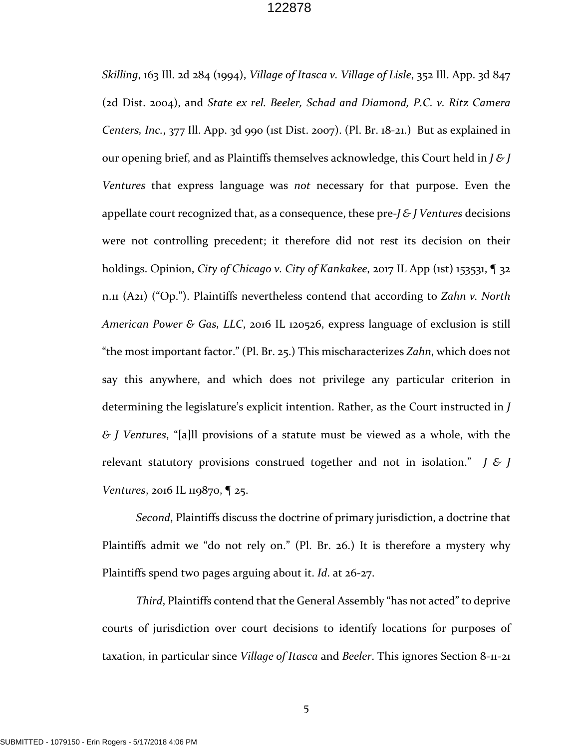*Skilling*, 163 Ill. 2d 284 (1994), *Village of Itasca v. Village of Lisle*, 352 Ill. App. 3d 847 (2d Dist. 2004), and *State ex rel. Beeler, Schad and Diamond, P.C. v. Ritz Camera Centers, Inc.*, 377 Ill. App. 3d 990 (1st Dist. 2007). (Pl. Br. 18-21.) But as explained in our opening brief, and as Plaintiffs themselves acknowledge, this Court held in *J & J Ventures* that express language was *not* necessary for that purpose. Even the appellate court recognized that, as a consequence, these pre-*J & J Ventures* decisions were not controlling precedent; it therefore did not rest its decision on their holdings. Opinion, *City of Chicago v. City of Kankakee*, 2017 IL App (1st) 153531, ¶ 32 n.11 (A21) ("Op."). Plaintiffs nevertheless contend that according to *Zahn v. North American Power & Gas, LLC*, 2016 IL 120526, express language of exclusion is still "the most important factor." (Pl. Br. 25.) This mischaracterizes *Zahn*, which does not say this anywhere, and which does not privilege any particular criterion in determining the legislature's explicit intention. Rather, as the Court instructed in *J & J Ventures*, "[a]ll provisions of a statute must be viewed as a whole, with the relevant statutory provisions construed together and not in isolation." *J & J Ventures*, 2016 IL 119870, ¶ 25.

*Second*, Plaintiffs discuss the doctrine of primary jurisdiction, a doctrine that Plaintiffs admit we "do not rely on." (Pl. Br. 26.) It is therefore a mystery why Plaintiffs spend two pages arguing about it. *Id*. at 26-27.

*Third*, Plaintiffs contend that the General Assembly "has not acted" to deprive courts of jurisdiction over court decisions to identify locations for purposes of taxation, in particular since *Village of Itasca* and *Beeler*. This ignores Section 8-11-21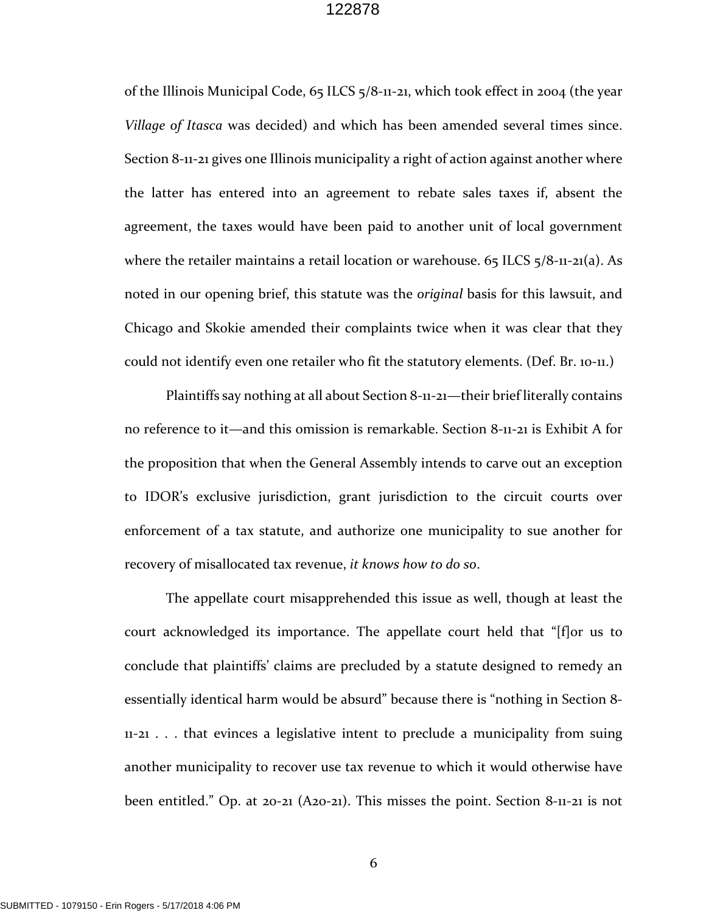of the Illinois Municipal Code, 65 ILCS 5/8-11-21, which took effect in 2004 (the year *Village of Itasca* was decided) and which has been amended several times since. Section 8-11-21 gives one Illinois municipality a right of action against another where the latter has entered into an agreement to rebate sales taxes if, absent the agreement, the taxes would have been paid to another unit of local government where the retailer maintains a retail location or warehouse. 65 ILCS 5/8-11-21(a). As noted in our opening brief, this statute was the *original* basis for this lawsuit, and Chicago and Skokie amended their complaints twice when it was clear that they could not identify even one retailer who fit the statutory elements. (Def. Br. 10-11.)

Plaintiffs say nothing at all about Section 8-11-21—their brief literally contains no reference to it—and this omission is remarkable. Section 8-11-21 is Exhibit A for the proposition that when the General Assembly intends to carve out an exception to IDOR's exclusive jurisdiction, grant jurisdiction to the circuit courts over enforcement of a tax statute, and authorize one municipality to sue another for recovery of misallocated tax revenue, *it knows how to do so*.

The appellate court misapprehended this issue as well, though at least the court acknowledged its importance. The appellate court held that "[f]or us to conclude that plaintiffs' claims are precluded by a statute designed to remedy an essentially identical harm would be absurd" because there is "nothing in Section 8-11-21 . . . that evinces a legislative intent to preclude a municipality from suing another municipality to recover use tax revenue to which it would otherwise have been entitled." Op. at 20-21 (A20-21). This misses the point. Section 8-11-21 is not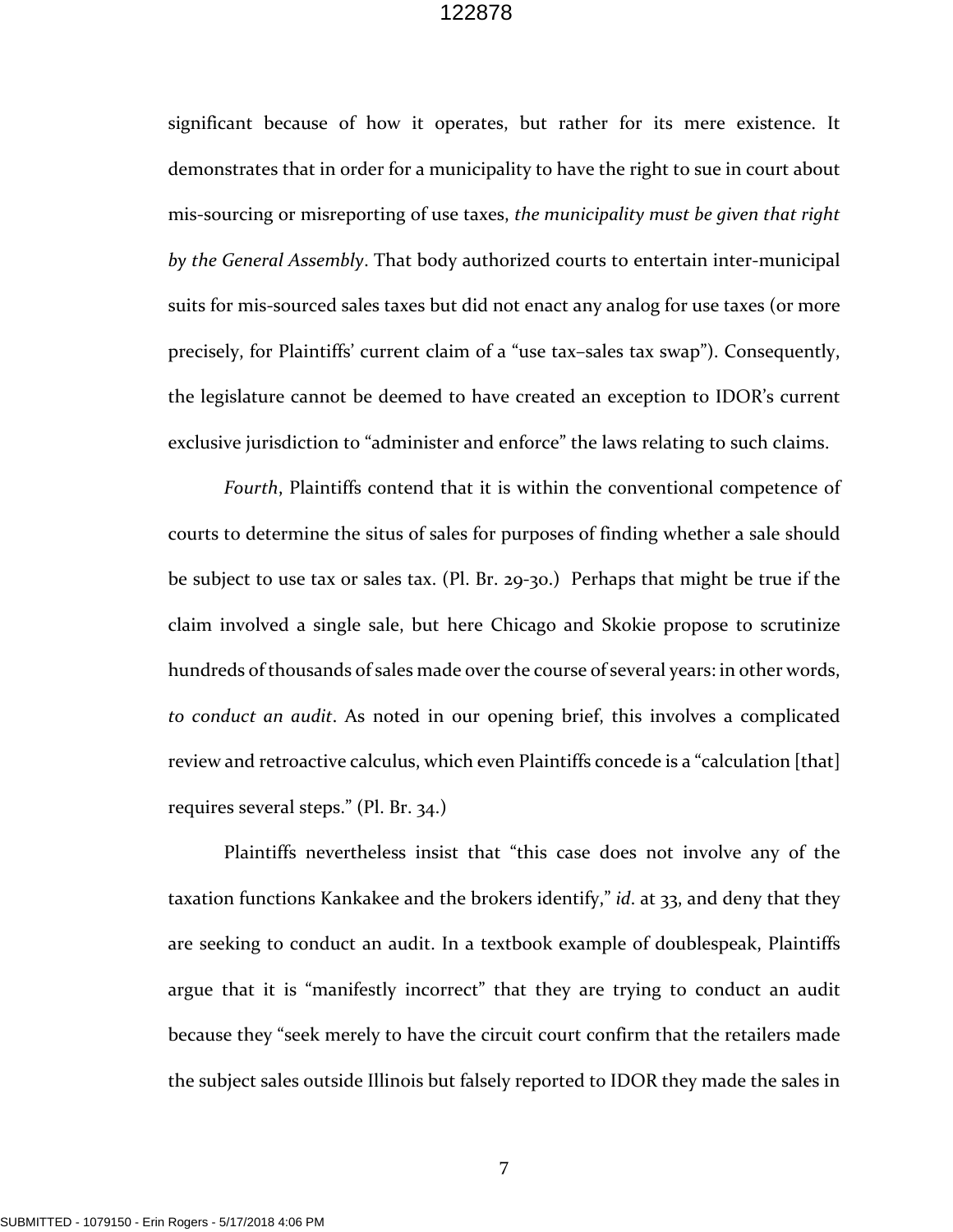significant because of how it operates, but rather for its mere existence. It demonstrates that in order for a municipality to have the right to sue in court about mis-sourcing or misreporting of use taxes, *the municipality must be given that right by the General Assembly*. That body authorized courts to entertain inter-municipal suits for mis-sourced sales taxes but did not enact any analog for use taxes (or more precisely, for Plaintiffs' current claim of a "use tax–sales tax swap"). Consequently, the legislature cannot be deemed to have created an exception to IDOR's current exclusive jurisdiction to "administer and enforce" the laws relating to such claims.

*Fourth*, Plaintiffs contend that it is within the conventional competence of courts to determine the situs of sales for purposes of finding whether a sale should be subject to use tax or sales tax. (Pl. Br. 29-30.) Perhaps that might be true if the claim involved a single sale, but here Chicago and Skokie propose to scrutinize hundreds of thousands of sales made over the course of several years: in other words, *to conduct an audit*. As noted in our opening brief, this involves a complicated review and retroactive calculus, which even Plaintiffs concede is a "calculation [that] requires several steps." (Pl. Br. 34.)

Plaintiffs nevertheless insist that "this case does not involve any of the taxation functions Kankakee and the brokers identify," *id*. at 33, and deny that they are seeking to conduct an audit. In a textbook example of doublespeak, Plaintiffs argue that it is "manifestly incorrect" that they are trying to conduct an audit because they "seek merely to have the circuit court confirm that the retailers made the subject sales outside Illinois but falsely reported to IDOR they made the sales in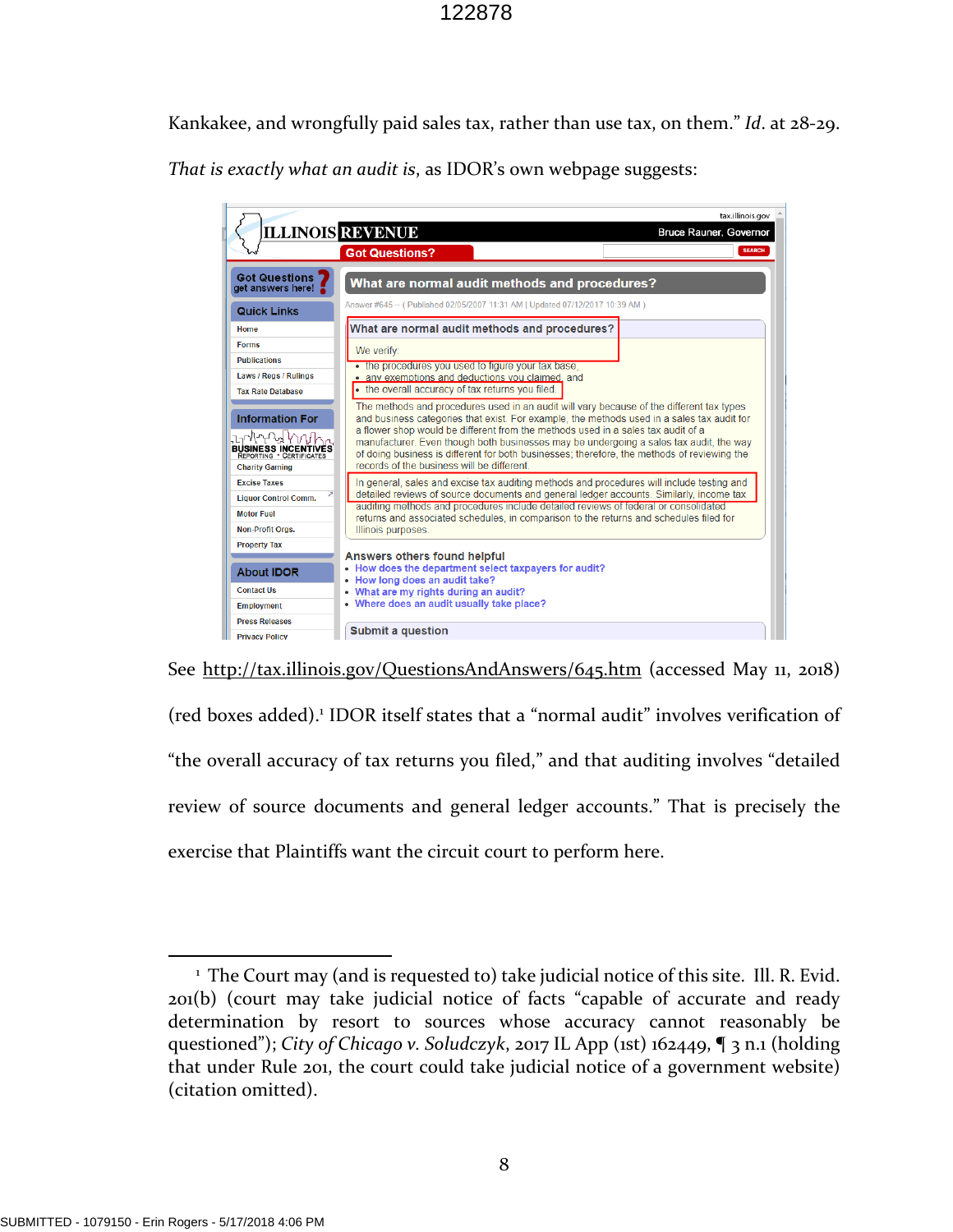Kankakee, and wrongfully paid sales tax, rather than use tax, on them." *Id*. at 28-29.

*That is exactly what an audit is*, as IDOR's own webpage suggests:

> **What are normal audit methods and procedures?**
>
> Answer #645 – ( Published 02/05/2007 11:31 AM | Updated 07/12/2017 10:39 AM )
>
> **What are normal audit methods and procedures?**
>
> We verify:
>
> - the procedures you used to figure your tax base,
> - any exemptions and deductions you claimed, and
> - the overall accuracy of tax returns you filed.
>
> The methods and procedures used in an audit will vary because of the different tax types and business categories that exist. For example, the methods used in a sales tax audit for a flower shop would be different from the methods used in a sales tax audit of a manufacturer. Even though both businesses may be undergoing a sales tax audit, the way of doing business is different for both businesses; therefore, the methods of reviewing the records of the business will be different.
>
> In general, sales and excise tax auditing methods and procedures will include testing and detailed reviews of source documents and general ledger accounts. Similarly, income tax auditing methods and procedures include detailed reviews of federal or consolidated returns and associated schedules, in comparison to the returns and schedules filed for Illinois purposes.

See http://tax.illinois.gov/QuestionsAndAnswers/645.htm (accessed May 11, 2018) (red boxes added).[1] IDOR itself states that a "normal audit" involves verification of "the overall accuracy of tax returns you filed," and that auditing involves "detailed review of source documents and general ledger accounts." That is precisely the exercise that Plaintiffs want the circuit court to perform here.

---

[1] The Court may (and is requested to) take judicial notice of this site. Ill. R. Evid. 201(b) (court may take judicial notice of facts "capable of accurate and ready determination by resort to sources whose accuracy cannot reasonably be questioned"); *City of Chicago v. Soludczyk*, 2017 IL App (1st) 162449, ¶ 3 n.1 (holding that under Rule 201, the court could take judicial notice of a government website) (citation omitted).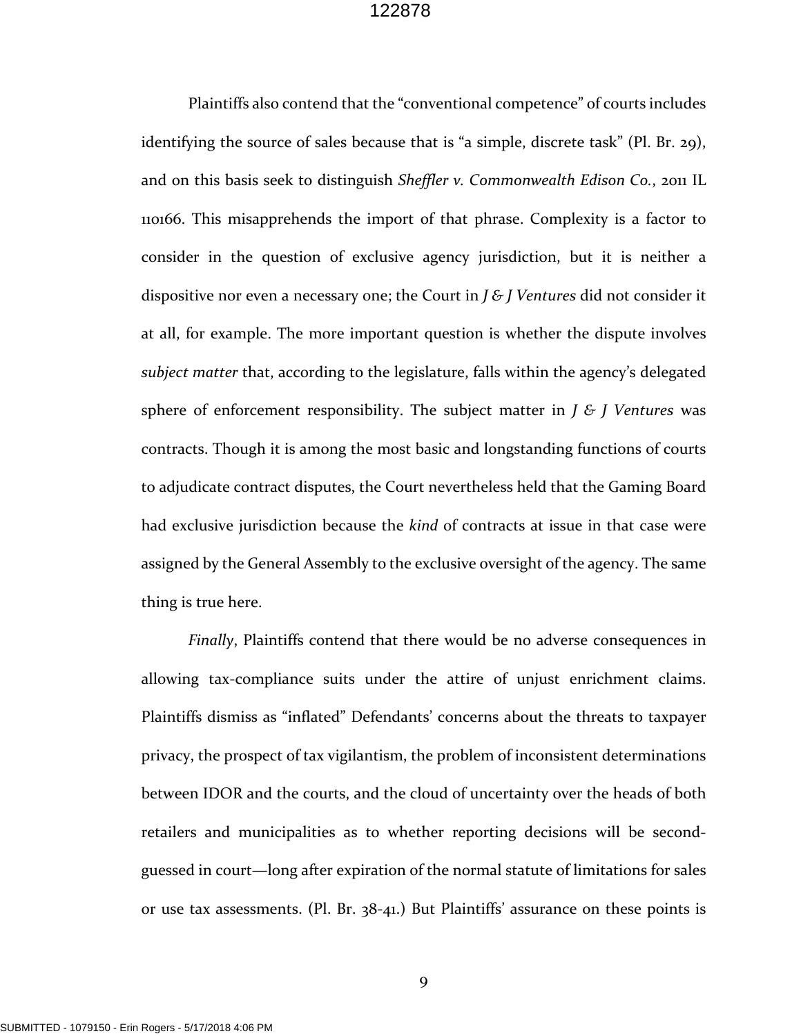Plaintiffs also contend that the "conventional competence" of courts includes identifying the source of sales because that is "a simple, discrete task" (Pl. Br. 29), and on this basis seek to distinguish *Sheffler v. Commonwealth Edison Co.*, 2011 IL 110166. This misapprehends the import of that phrase. Complexity is a factor to consider in the question of exclusive agency jurisdiction, but it is neither a dispositive nor even a necessary one; the Court in *J & J Ventures* did not consider it at all, for example. The more important question is whether the dispute involves *subject matter* that, according to the legislature, falls within the agency's delegated sphere of enforcement responsibility. The subject matter in *J & J Ventures* was contracts. Though it is among the most basic and longstanding functions of courts to adjudicate contract disputes, the Court nevertheless held that the Gaming Board had exclusive jurisdiction because the *kind* of contracts at issue in that case were assigned by the General Assembly to the exclusive oversight of the agency. The same thing is true here.

*Finally*, Plaintiffs contend that there would be no adverse consequences in allowing tax-compliance suits under the attire of unjust enrichment claims. Plaintiffs dismiss as "inflated" Defendants' concerns about the threats to taxpayer privacy, the prospect of tax vigilantism, the problem of inconsistent determinations between IDOR and the courts, and the cloud of uncertainty over the heads of both retailers and municipalities as to whether reporting decisions will be second-guessed in court—long after expiration of the normal statute of limitations for sales or use tax assessments. (Pl. Br. 38-41.) But Plaintiffs' assurance on these points is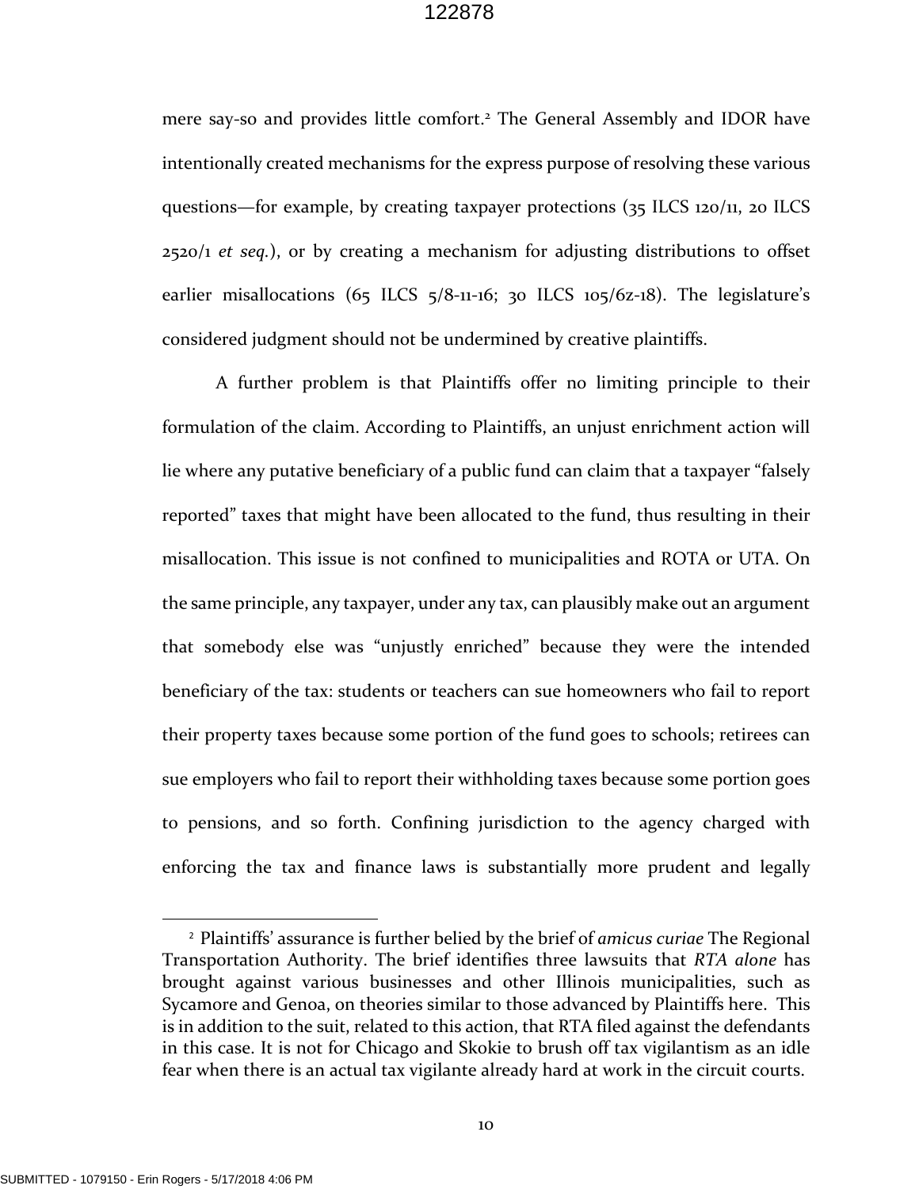mere say-so and provides little comfort.[2] The General Assembly and IDOR have intentionally created mechanisms for the express purpose of resolving these various questions—for example, by creating taxpayer protections (35 ILCS 120/11, 20 ILCS 2520/1 *et seq.*), or by creating a mechanism for adjusting distributions to offset earlier misallocations (65 ILCS 5/8-11-16; 30 ILCS 105/6z-18). The legislature's considered judgment should not be undermined by creative plaintiffs.

A further problem is that Plaintiffs offer no limiting principle to their formulation of the claim. According to Plaintiffs, an unjust enrichment action will lie where any putative beneficiary of a public fund can claim that a taxpayer "falsely reported" taxes that might have been allocated to the fund, thus resulting in their misallocation. This issue is not confined to municipalities and ROTA or UTA. On the same principle, any taxpayer, under any tax, can plausibly make out an argument that somebody else was "unjustly enriched" because they were the intended beneficiary of the tax: students or teachers can sue homeowners who fail to report their property taxes because some portion of the fund goes to schools; retirees can sue employers who fail to report their withholding taxes because some portion goes to pensions, and so forth. Confining jurisdiction to the agency charged with enforcing the tax and finance laws is substantially more prudent and legally

[2] Plaintiffs' assurance is further belied by the brief of *amicus curiae* The Regional Transportation Authority. The brief identifies three lawsuits that *RTA alone* has brought against various businesses and other Illinois municipalities, such as Sycamore and Genoa, on theories similar to those advanced by Plaintiffs here. This is in addition to the suit, related to this action, that RTA filed against the defendants in this case. It is not for Chicago and Skokie to brush off tax vigilantism as an idle fear when there is an actual tax vigilante already hard at work in the circuit courts.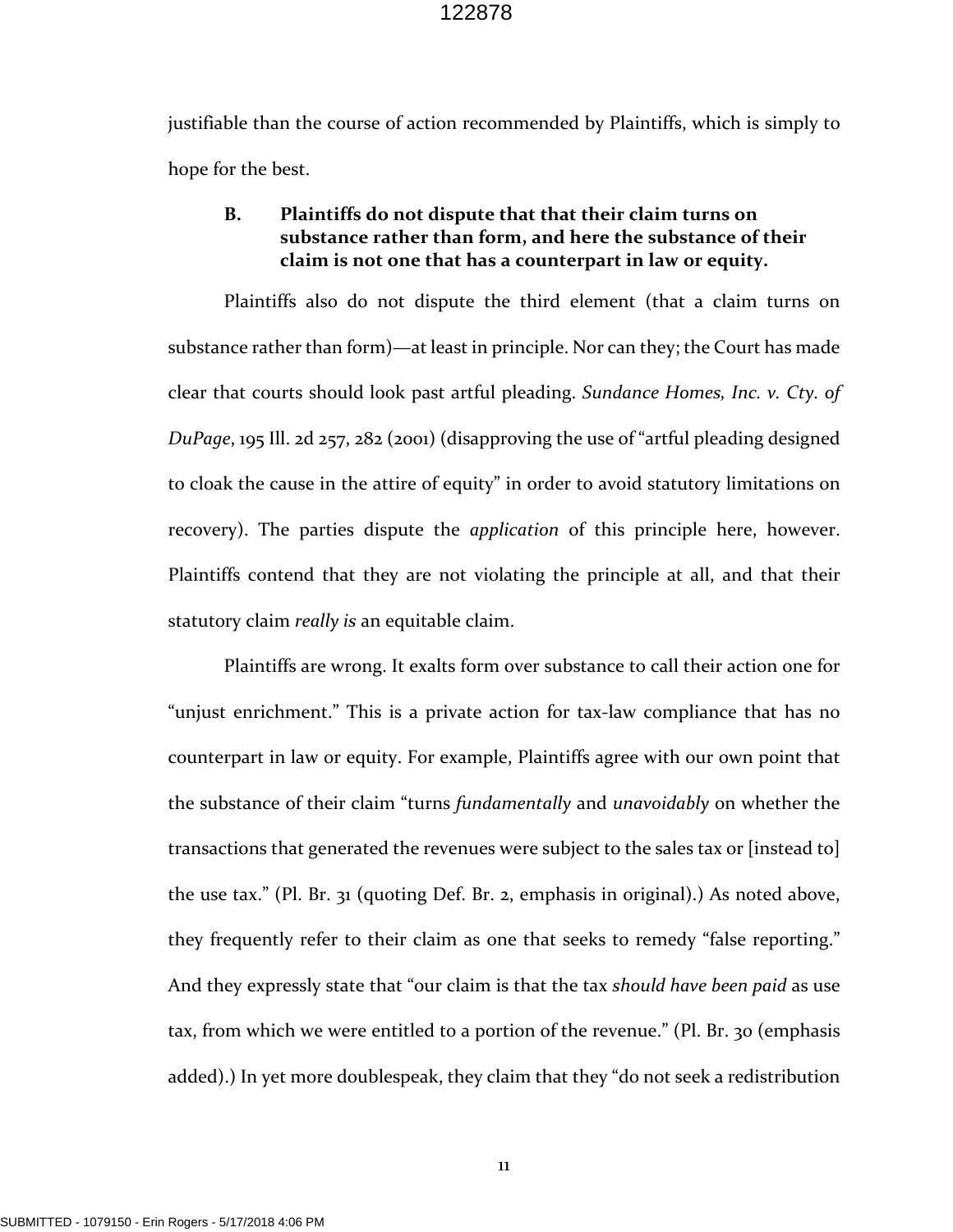justifiable than the course of action recommended by Plaintiffs, which is simply to hope for the best.

### B. Plaintiffs do not dispute that that their claim turns on substance rather than form, and here the substance of their claim is not one that has a counterpart in law or equity.

Plaintiffs also do not dispute the third element (that a claim turns on substance rather than form)—at least in principle. Nor can they; the Court has made clear that courts should look past artful pleading. *Sundance Homes, Inc. v. Cty. of DuPage*, 195 Ill. 2d 257, 282 (2001) (disapproving the use of "artful pleading designed to cloak the cause in the attire of equity" in order to avoid statutory limitations on recovery). The parties dispute the *application* of this principle here, however. Plaintiffs contend that they are not violating the principle at all, and that their statutory claim *really is* an equitable claim.

Plaintiffs are wrong. It exalts form over substance to call their action one for "unjust enrichment." This is a private action for tax-law compliance that has no counterpart in law or equity. For example, Plaintiffs agree with our own point that the substance of their claim "turns *fundamentally* and *unavoidably* on whether the transactions that generated the revenues were subject to the sales tax or [instead to] the use tax." (Pl. Br. 31 (quoting Def. Br. 2, emphasis in original).) As noted above, they frequently refer to their claim as one that seeks to remedy "false reporting." And they expressly state that "our claim is that the tax *should have been paid* as use tax, from which we were entitled to a portion of the revenue." (Pl. Br. 30 (emphasis added).) In yet more doublespeak, they claim that they "do not seek a redistribution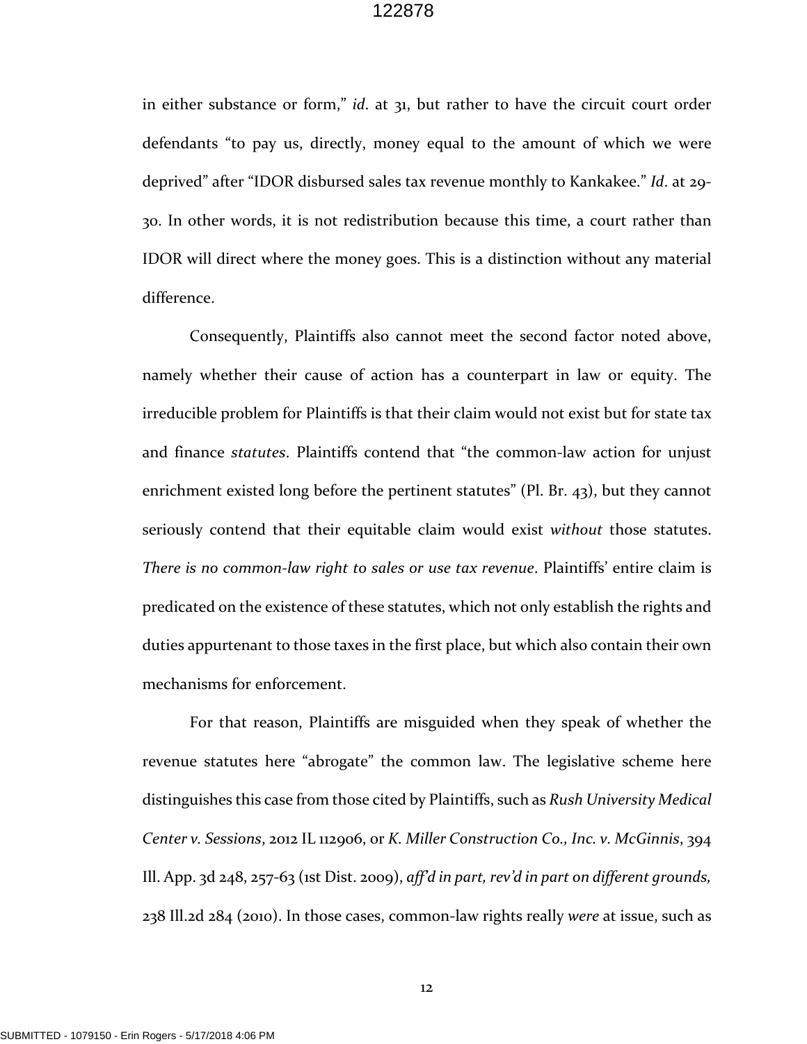in either substance or form," *id*. at 31, but rather to have the circuit court order defendants "to pay us, directly, money equal to the amount of which we were deprived" after "IDOR disbursed sales tax revenue monthly to Kankakee." *Id*. at 29-30. In other words, it is not redistribution because this time, a court rather than IDOR will direct where the money goes. This is a distinction without any material difference.

Consequently, Plaintiffs also cannot meet the second factor noted above, namely whether their cause of action has a counterpart in law or equity. The irreducible problem for Plaintiffs is that their claim would not exist but for state tax and finance *statutes*. Plaintiffs contend that "the common-law action for unjust enrichment existed long before the pertinent statutes" (Pl. Br. 43), but they cannot seriously contend that their equitable claim would exist *without* those statutes. *There is no common-law right to sales or use tax revenue*. Plaintiffs' entire claim is predicated on the existence of these statutes, which not only establish the rights and duties appurtenant to those taxes in the first place, but which also contain their own mechanisms for enforcement.

For that reason, Plaintiffs are misguided when they speak of whether the revenue statutes here "abrogate" the common law. The legislative scheme here distinguishes this case from those cited by Plaintiffs, such as *Rush University Medical Center v. Sessions*, 2012 IL 112906, or *K. Miller Construction Co., Inc. v. McGinnis*, 394 Ill. App. 3d 248, 257-63 (1st Dist. 2009), *aff'd in part, rev'd in part on different grounds,* 238 Ill.2d 284 (2010). In those cases, common-law rights really *were* at issue, such as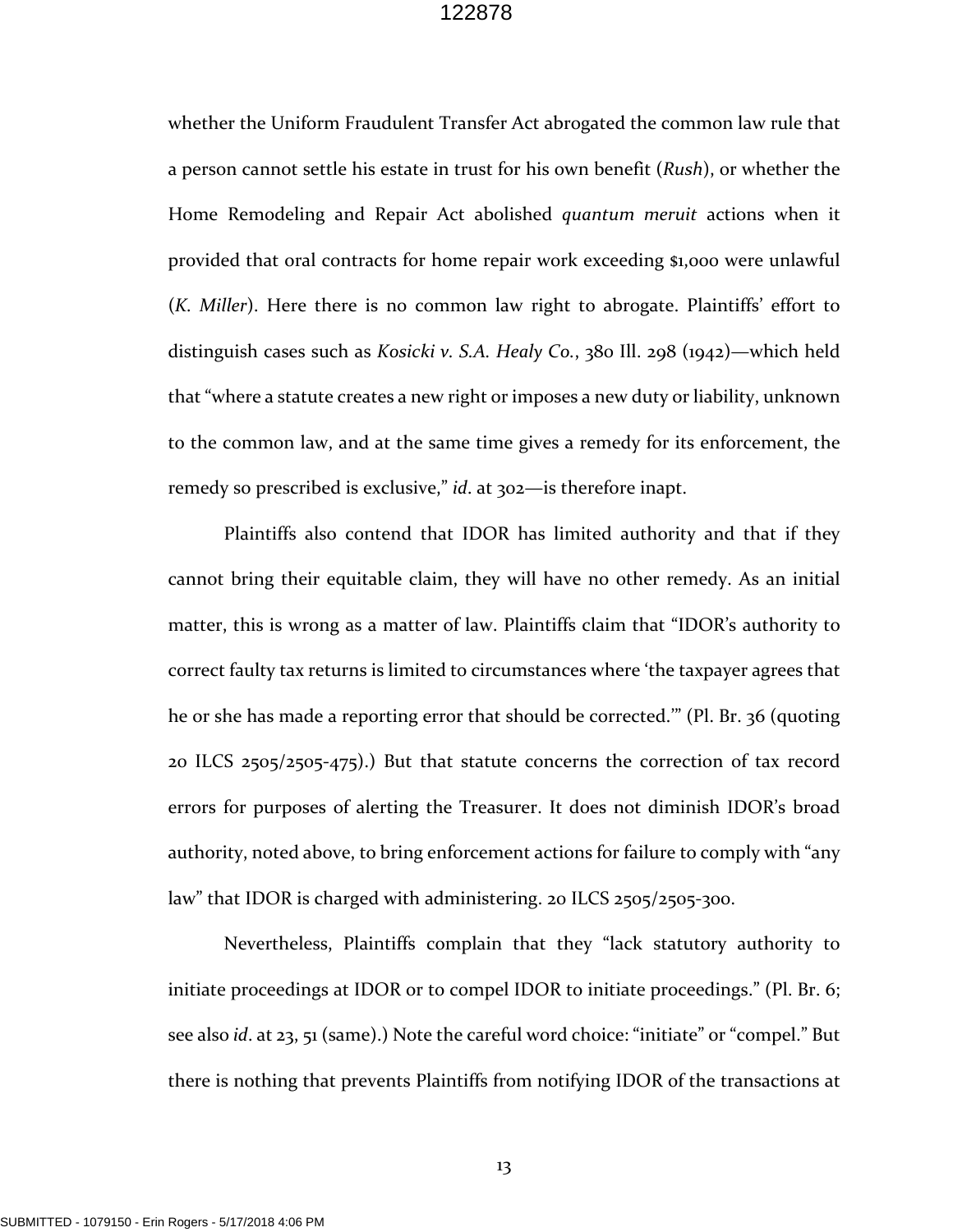whether the Uniform Fraudulent Transfer Act abrogated the common law rule that a person cannot settle his estate in trust for his own benefit (*Rush*), or whether the Home Remodeling and Repair Act abolished *quantum meruit* actions when it provided that oral contracts for home repair work exceeding $1,000 were unlawful (*K. Miller*). Here there is no common law right to abrogate. Plaintiffs' effort to distinguish cases such as *Kosicki v. S.A. Healy Co.*, 380 Ill. 298 (1942)—which held that "where a statute creates a new right or imposes a new duty or liability, unknown to the common law, and at the same time gives a remedy for its enforcement, the remedy so prescribed is exclusive," *id*. at 302—is therefore inapt.

Plaintiffs also contend that IDOR has limited authority and that if they cannot bring their equitable claim, they will have no other remedy. As an initial matter, this is wrong as a matter of law. Plaintiffs claim that "IDOR's authority to correct faulty tax returns is limited to circumstances where 'the taxpayer agrees that he or she has made a reporting error that should be corrected.'" (Pl. Br. 36 (quoting 20 ILCS 2505/2505-475).) But that statute concerns the correction of tax record errors for purposes of alerting the Treasurer. It does not diminish IDOR's broad authority, noted above, to bring enforcement actions for failure to comply with "any law" that IDOR is charged with administering. 20 ILCS 2505/2505-300.

Nevertheless, Plaintiffs complain that they "lack statutory authority to initiate proceedings at IDOR or to compel IDOR to initiate proceedings." (Pl. Br. 6; see also *id*. at 23, 51 (same).) Note the careful word choice: "initiate" or "compel." But there is nothing that prevents Plaintiffs from notifying IDOR of the transactions at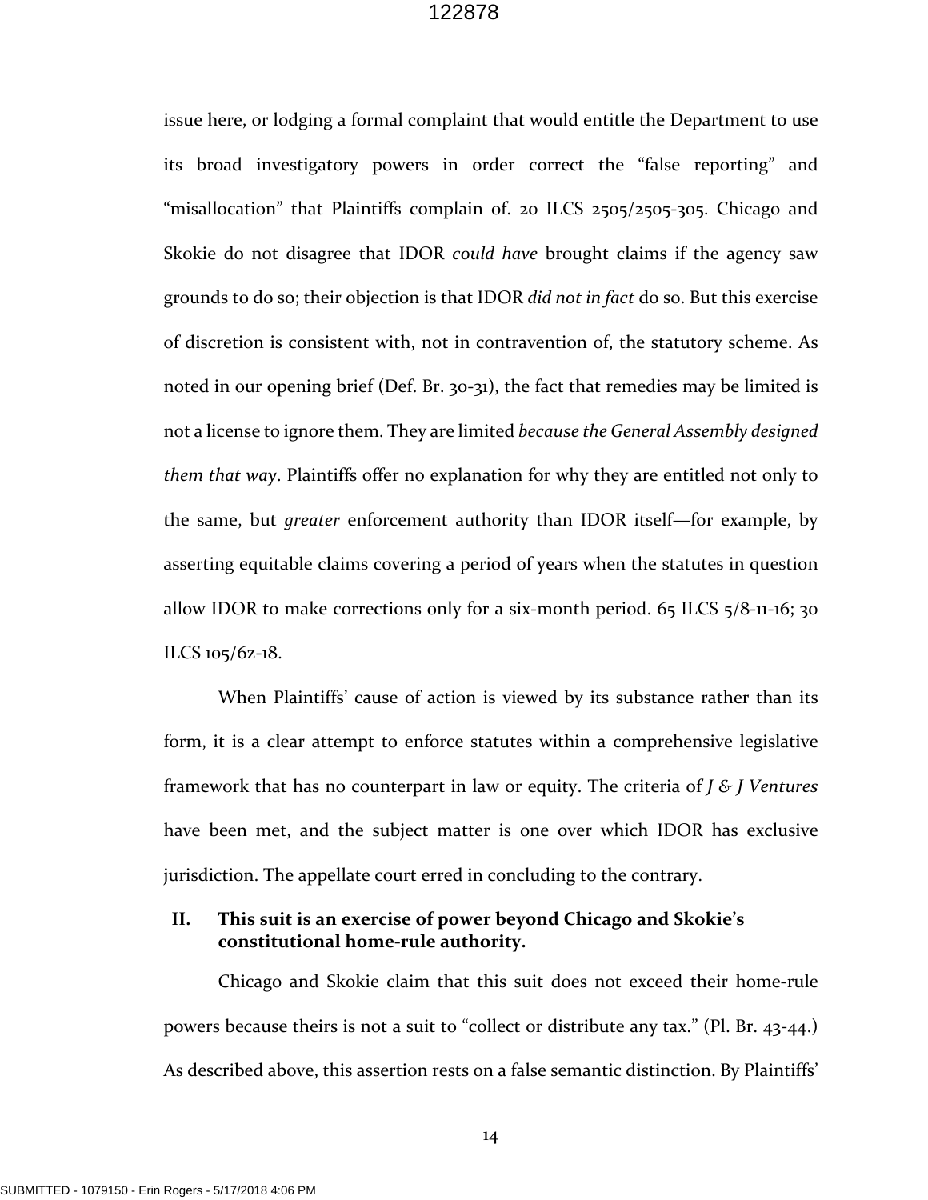issue here, or lodging a formal complaint that would entitle the Department to use its broad investigatory powers in order correct the "false reporting" and "misallocation" that Plaintiffs complain of. 20 ILCS 2505/2505-305. Chicago and Skokie do not disagree that IDOR *could have* brought claims if the agency saw grounds to do so; their objection is that IDOR *did not in fact* do so. But this exercise of discretion is consistent with, not in contravention of, the statutory scheme. As noted in our opening brief (Def. Br. 30-31), the fact that remedies may be limited is not a license to ignore them. They are limited *because the General Assembly designed them that way*. Plaintiffs offer no explanation for why they are entitled not only to the same, but *greater* enforcement authority than IDOR itself—for example, by asserting equitable claims covering a period of years when the statutes in question allow IDOR to make corrections only for a six-month period. 65 ILCS 5/8-11-16; 30 ILCS 105/6z-18.

When Plaintiffs' cause of action is viewed by its substance rather than its form, it is a clear attempt to enforce statutes within a comprehensive legislative framework that has no counterpart in law or equity. The criteria of *J & J Ventures* have been met, and the subject matter is one over which IDOR has exclusive jurisdiction. The appellate court erred in concluding to the contrary.

## II. This suit is an exercise of power beyond Chicago and Skokie's constitutional home-rule authority.

Chicago and Skokie claim that this suit does not exceed their home-rule powers because theirs is not a suit to "collect or distribute any tax." (Pl. Br. 43-44.) As described above, this assertion rests on a false semantic distinction. By Plaintiffs'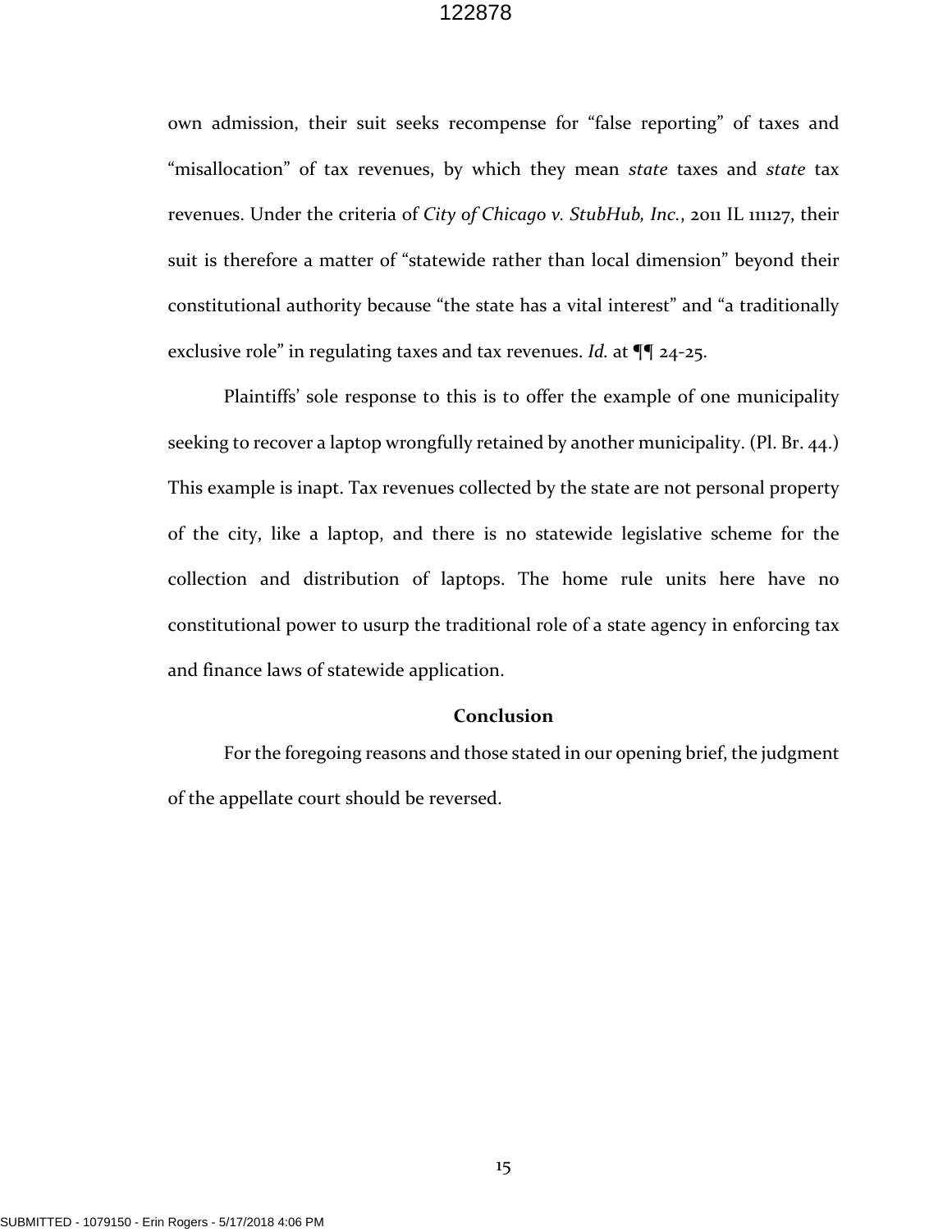own admission, their suit seeks recompense for "false reporting" of taxes and "misallocation" of tax revenues, by which they mean *state* taxes and *state* tax revenues. Under the criteria of *City of Chicago v. StubHub, Inc.*, 2011 IL 111127, their suit is therefore a matter of "statewide rather than local dimension" beyond their constitutional authority because "the state has a vital interest" and "a traditionally exclusive role" in regulating taxes and tax revenues. *Id.* at ¶¶ 24-25.

Plaintiffs' sole response to this is to offer the example of one municipality seeking to recover a laptop wrongfully retained by another municipality. (Pl. Br. 44.) This example is inapt. Tax revenues collected by the state are not personal property of the city, like a laptop, and there is no statewide legislative scheme for the collection and distribution of laptops. The home rule units here have no constitutional power to usurp the traditional role of a state agency in enforcing tax and finance laws of statewide application.

**Conclusion**

For the foregoing reasons and those stated in our opening brief, the judgment of the appellate court should be reversed.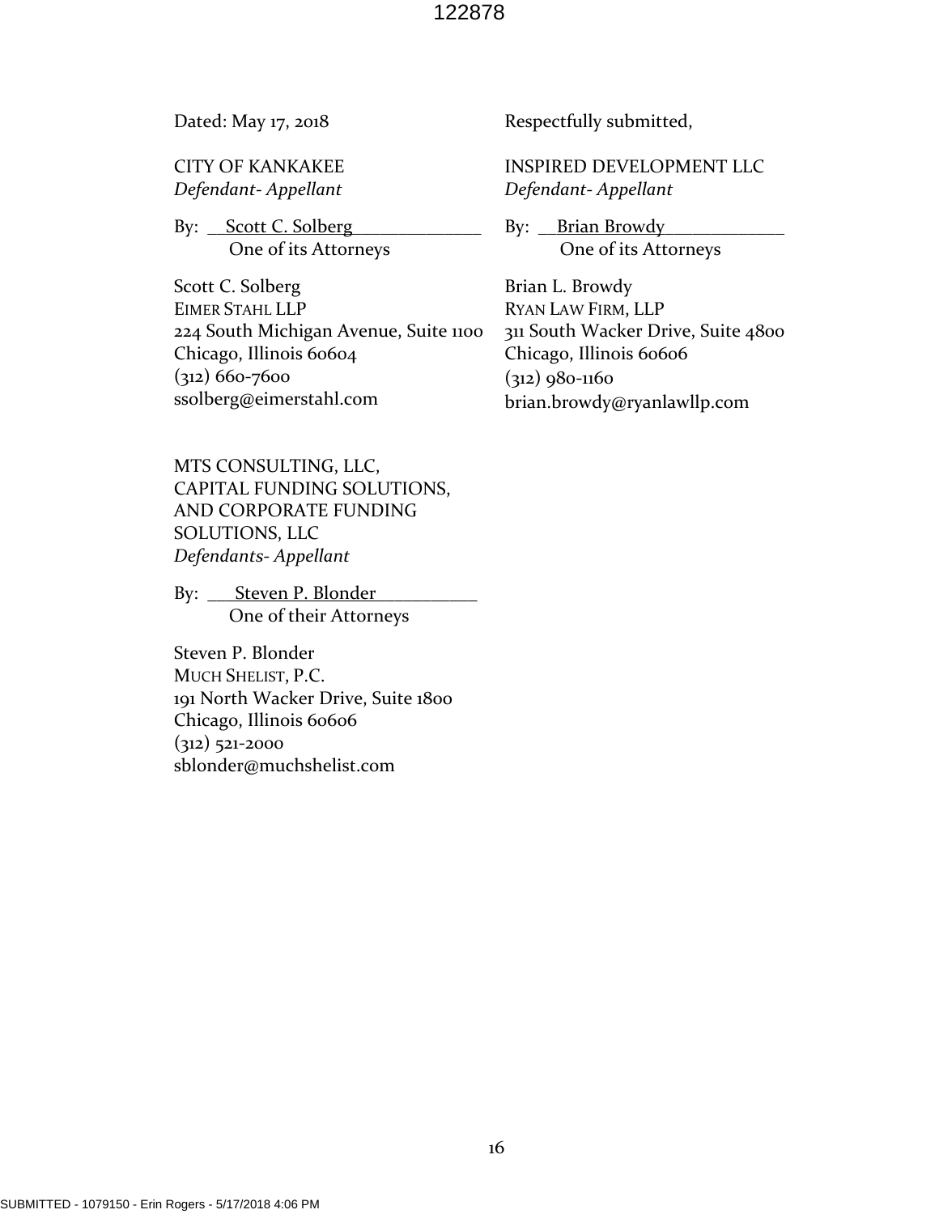Dated: May 17, 2018

Respectfully submitted,

CITY OF KANKAKEE
*Defendant- Appellant*

By: Scott C. Solberg
One of its Attorneys

Scott C. Solberg
EIMER STAHL LLP
224 South Michigan Avenue, Suite 1100
Chicago, Illinois 60604
(312) 660-7600
ssolberg@eimerstahl.com

INSPIRED DEVELOPMENT LLC
*Defendant- Appellant*

By: Brian Browdy
One of its Attorneys

Brian L. Browdy
RYAN LAW FIRM, LLP
311 South Wacker Drive, Suite 4800
Chicago, Illinois 60606
(312) 980-1160
brian.browdy@ryanlawllp.com

MTS CONSULTING, LLC,
CAPITAL FUNDING SOLUTIONS,
AND CORPORATE FUNDING
SOLUTIONS, LLC
*Defendants- Appellant*

By: Steven P. Blonder
One of their Attorneys

Steven P. Blonder
MUCH SHELIST, P.C.
191 North Wacker Drive, Suite 1800
Chicago, Illinois 60606
(312) 521-2000
sblonder@muchshelist.com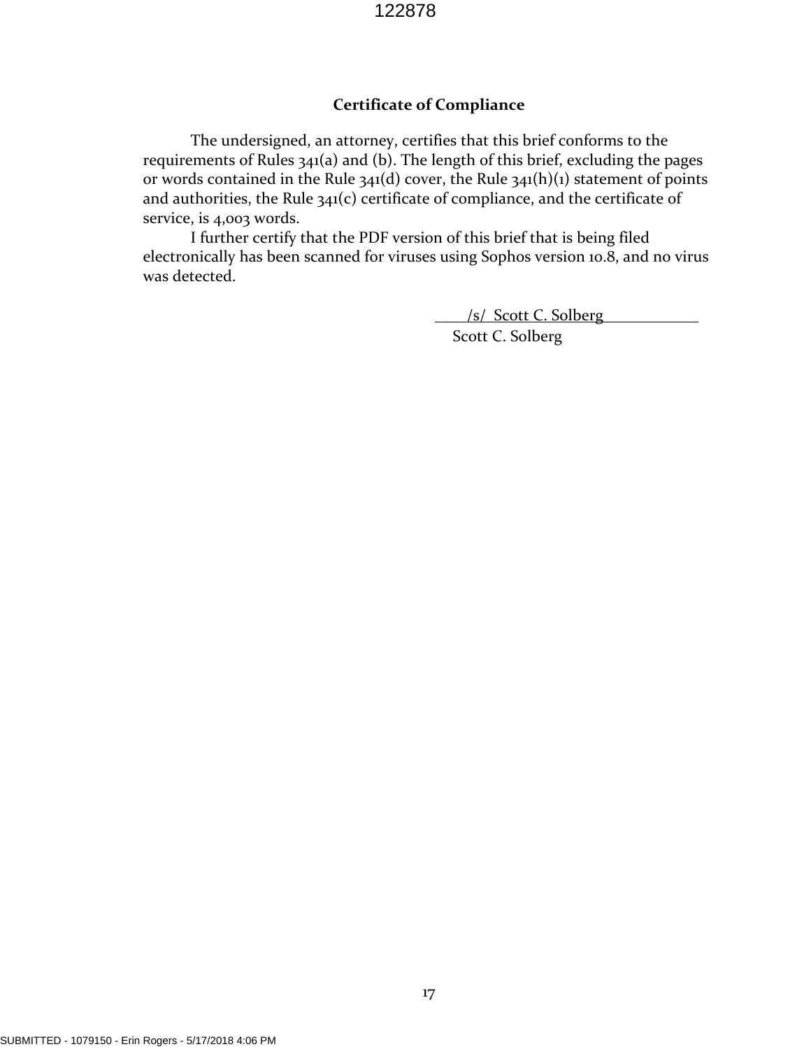**Certificate of Compliance**

The undersigned, an attorney, certifies that this brief conforms to the requirements of Rules 341(a) and (b). The length of this brief, excluding the pages or words contained in the Rule 341(d) cover, the Rule 341(h)(1) statement of points and authorities, the Rule 341(c) certificate of compliance, and the certificate of service, is 4,003 words.

I further certify that the PDF version of this brief that is being filed electronically has been scanned for viruses using Sophos version 10.8, and no virus was detected.

/s/ Scott C. Solberg
Scott C. Solberg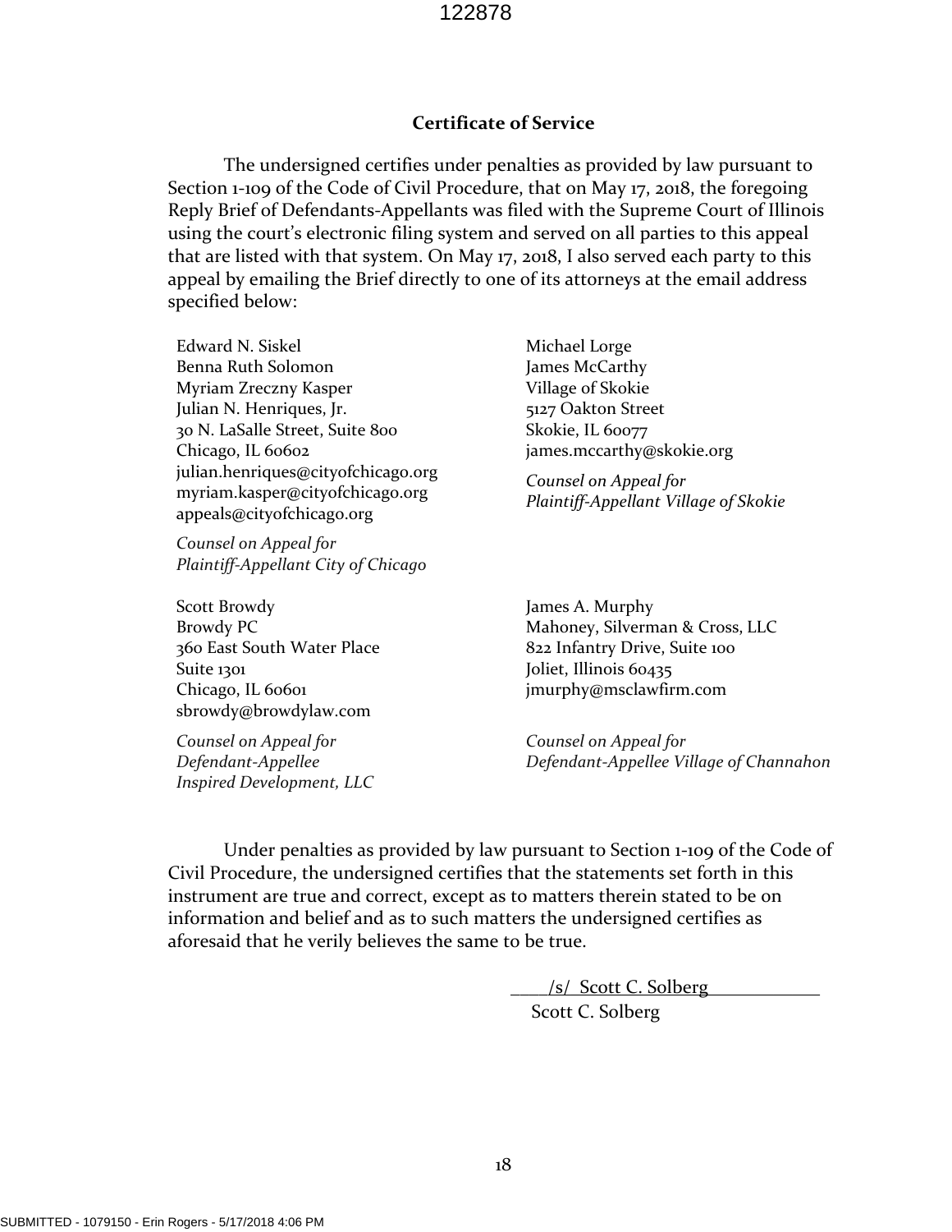**Certificate of Service**

The undersigned certifies under penalties as provided by law pursuant to Section 1-109 of the Code of Civil Procedure, that on May 17, 2018, the foregoing Reply Brief of Defendants-Appellants was filed with the Supreme Court of Illinois using the court's electronic filing system and served on all parties to this appeal that are listed with that system. On May 17, 2018, I also served each party to this appeal by emailing the Brief directly to one of its attorneys at the email address specified below:

Edward N. Siskel
Benna Ruth Solomon
Myriam Zreczny Kasper
Julian N. Henriques, Jr.
30 N. LaSalle Street, Suite 800
Chicago, IL 60602
julian.henriques@cityofchicago.org
myriam.kasper@cityofchicago.org
appeals@cityofchicago.org

*Counsel on Appeal for Plaintiff-Appellant City of Chicago*

Michael Lorge
James McCarthy
Village of Skokie
5127 Oakton Street
Skokie, IL 60077
james.mccarthy@skokie.org

*Counsel on Appeal for Plaintiff-Appellant Village of Skokie*

Scott Browdy
Browdy PC
360 East South Water Place
Suite 1301
Chicago, IL 60601
sbrowdy@browdylaw.com

*Counsel on Appeal for Defendant-Appellee Inspired Development, LLC*

James A. Murphy
Mahoney, Silverman & Cross, LLC
822 Infantry Drive, Suite 100
Joliet, Illinois 60435
jmurphy@msclawfirm.com

*Counsel on Appeal for Defendant-Appellee Village of Channahon*

Under penalties as provided by law pursuant to Section 1-109 of the Code of Civil Procedure, the undersigned certifies that the statements set forth in this instrument are true and correct, except as to matters therein stated to be on information and belief and as to such matters the undersigned certifies as aforesaid that he verily believes the same to be true.

/s/ Scott C. Solberg
Scott C. Solberg